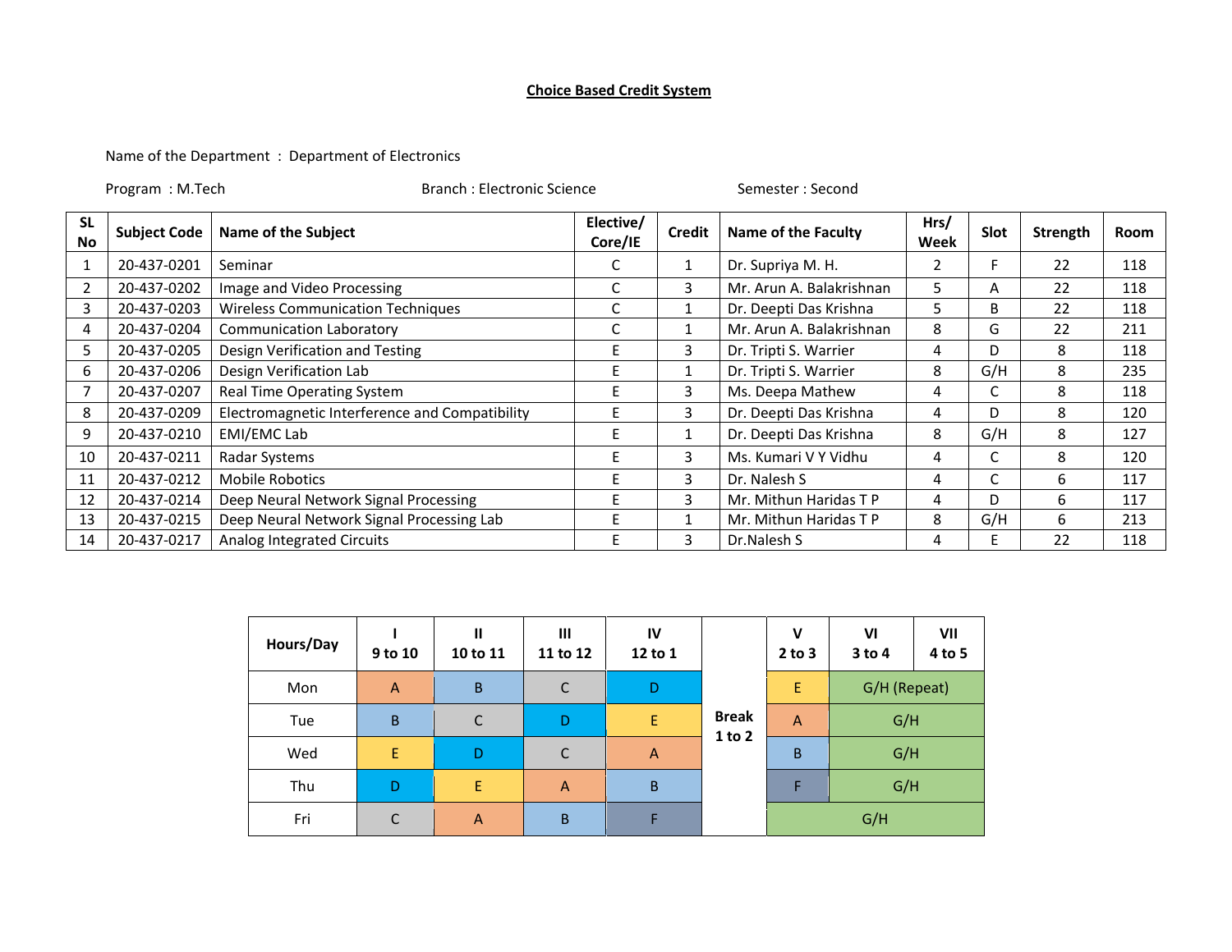## Choice Based Credit System

Name of the Department : Department of Electronics

Program : M.Tech  Branch : Electronic Science  Semester : Second

| SL No | Subject Code | Name of the Subject | Elective/ Core/IE | Credit | Name of the Faculty | Hrs/ Week | Slot | Strength | Room |
|---|---|---|---|---|---|---|---|---|---|
| 1 | 20-437-0201 | Seminar | C | 1 | Dr. Supriya M. H. | 2 | F | 22 | 118 |
| 2 | 20-437-0202 | Image and Video Processing | C | 3 | Mr. Arun A. Balakrishnan | 5 | A | 22 | 118 |
| 3 | 20-437-0203 | Wireless Communication Techniques | C | 1 | Dr. Deepti Das Krishna | 5 | B | 22 | 118 |
| 4 | 20-437-0204 | Communication Laboratory | C | 1 | Mr. Arun A. Balakrishnan | 8 | G | 22 | 211 |
| 5 | 20-437-0205 | Design Verification and Testing | E | 3 | Dr. Tripti S. Warrier | 4 | D | 8 | 118 |
| 6 | 20-437-0206 | Design Verification Lab | E | 1 | Dr. Tripti S. Warrier | 8 | G/H | 8 | 235 |
| 7 | 20-437-0207 | Real Time Operating System | E | 3 | Ms. Deepa Mathew | 4 | C | 8 | 118 |
| 8 | 20-437-0209 | Electromagnetic Interference and Compatibility | E | 3 | Dr. Deepti Das Krishna | 4 | D | 8 | 120 |
| 9 | 20-437-0210 | EMI/EMC Lab | E | 1 | Dr. Deepti Das Krishna | 8 | G/H | 8 | 127 |
| 10 | 20-437-0211 | Radar Systems | E | 3 | Ms. Kumari V Y Vidhu | 4 | C | 8 | 120 |
| 11 | 20-437-0212 | Mobile Robotics | E | 3 | Dr. Nalesh S | 4 | C | 6 | 117 |
| 12 | 20-437-0214 | Deep Neural Network Signal Processing | E | 3 | Mr. Mithun Haridas T P | 4 | D | 6 | 117 |
| 13 | 20-437-0215 | Deep Neural Network Signal Processing Lab | E | 1 | Mr. Mithun Haridas T P | 8 | G/H | 6 | 213 |
| 14 | 20-437-0217 | Analog Integrated Circuits | E | 3 | Dr.Nalesh S | 4 | E | 22 | 118 |

| Hours/Day | I 9 to 10 | II 10 to 11 | III 11 to 12 | IV 12 to 1 | | V 2 to 3 | VI 3 to 4 | VII 4 to 5 |
|---|---|---|---|---|---|---|---|---|
| Mon | A | B | C | D | Break 1 to 2 | E | G/H (Repeat) | |
| Tue | B | C | D | E | | A | G/H | |
| Wed | E | D | C | A | | B | G/H | |
| Thu | D | E | A | B | | F | G/H | |
| Fri | C | A | B | F | | G/H | | |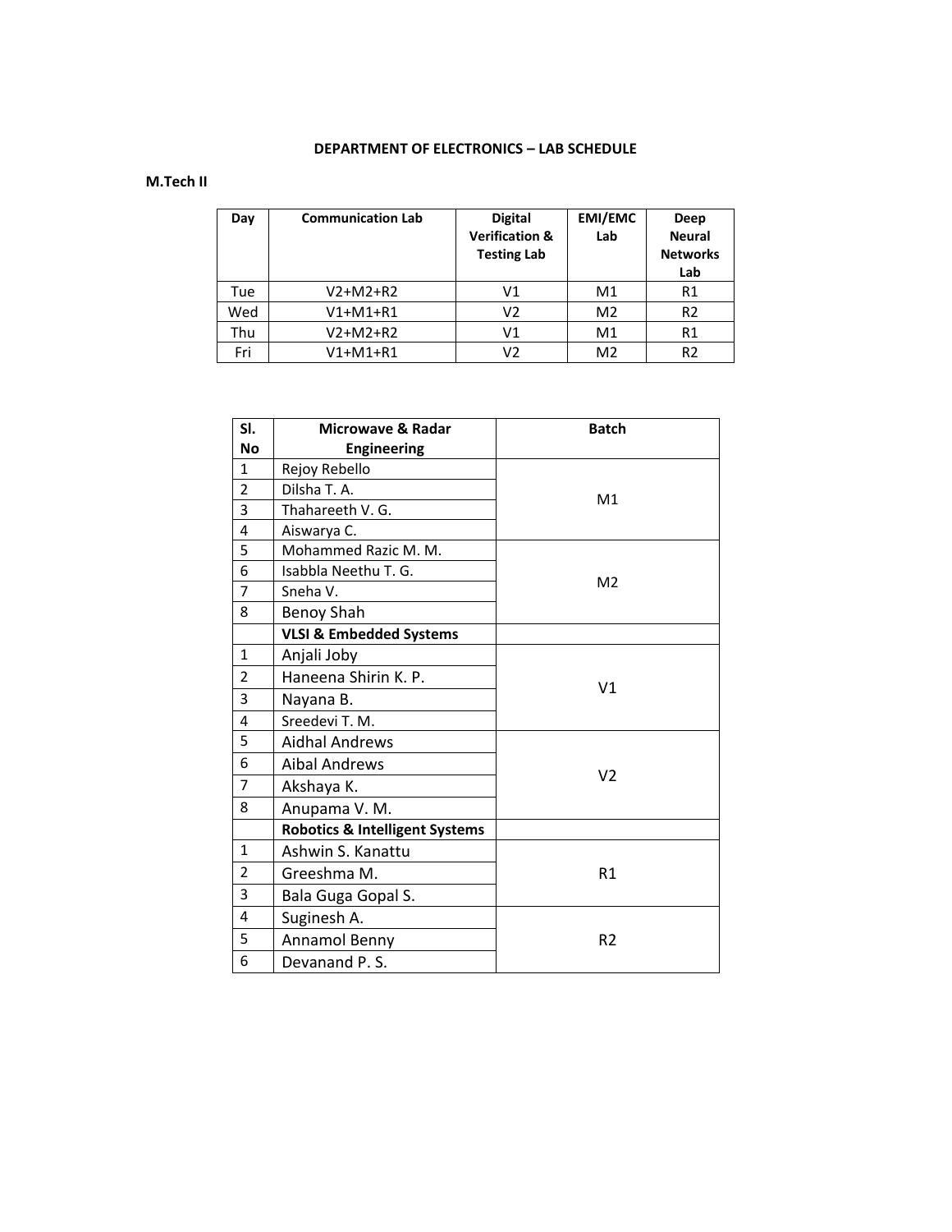**DEPARTMENT OF ELECTRONICS – LAB SCHEDULE**

**M.Tech II**

| Day | Communication Lab | Digital Verification & Testing Lab | EMI/EMC Lab | Deep Neural Networks Lab |
|---|---|---|---|---|
| Tue | V2+M2+R2 | V1 | M1 | R1 |
| Wed | V1+M1+R1 | V2 | M2 | R2 |
| Thu | V2+M2+R2 | V1 | M1 | R1 |
| Fri | V1+M1+R1 | V2 | M2 | R2 |

| Sl. No | Microwave & Radar Engineering | Batch |
|---|---|---|
| 1 | Rejoy Rebello | M1 |
| 2 | Dilsha T. A. | |
| 3 | Thahareeth V. G. | |
| 4 | Aiswarya C. | |
| 5 | Mohammed Razic M. M. | M2 |
| 6 | Isabbla Neethu T. G. | |
| 7 | Sneha V. | |
| 8 | Benoy Shah | |
| | **VLSI & Embedded Systems** | |
| 1 | Anjali Joby | V1 |
| 2 | Haneena Shirin K. P. | |
| 3 | Nayana B. | |
| 4 | Sreedevi T. M. | |
| 5 | Aidhal Andrews | V2 |
| 6 | Aibal Andrews | |
| 7 | Akshaya K. | |
| 8 | Anupama V. M. | |
| | **Robotics & Intelligent Systems** | |
| 1 | Ashwin S. Kanattu | R1 |
| 2 | Greeshma M. | |
| 3 | Bala Guga Gopal S. | |
| 4 | Suginesh A. | R2 |
| 5 | Annamol Benny | |
| 6 | Devanand P. S. | |